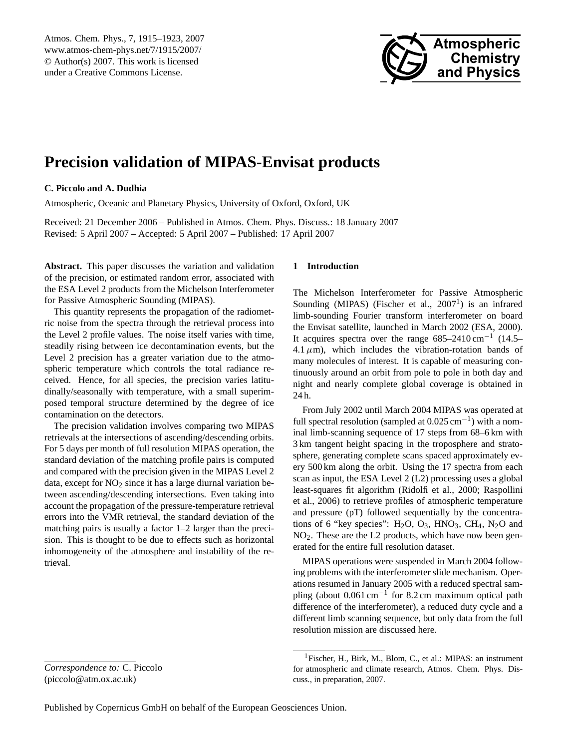# Precision validation of MIPAS-Envisat products

**C. Piccolo and A. Dudhia**

Atmospheric, Oceanic and Planetary Physics, University of Oxford, Oxford, UK

Received: 21 December 2006 – Published in Atmos. Chem. Phys. Discuss.: 18 January 2007
Revised: 5 April 2007 – Accepted: 5 April 2007 – Published: 17 April 2007

**Abstract.** This paper discusses the variation and validation of the precision, or estimated random error, associated with the ESA Level 2 products from the Michelson Interferometer for Passive Atmospheric Sounding (MIPAS).

This quantity represents the propagation of the radiometric noise from the spectra through the retrieval process into the Level 2 profile values. The noise itself varies with time, steadily rising between ice decontamination events, but the Level 2 precision has a greater variation due to the atmospheric temperature which controls the total radiance received. Hence, for all species, the precision varies latitudinally/seasonally with temperature, with a small superimposed temporal structure determined by the degree of ice contamination on the detectors.

The precision validation involves comparing two MIPAS retrievals at the intersections of ascending/descending orbits. For 5 days per month of full resolution MIPAS operation, the standard deviation of the matching profile pairs is computed and compared with the precision given in the MIPAS Level 2 data, except for $NO_2$ since it has a large diurnal variation between ascending/descending intersections. Even taking into account the propagation of the pressure-temperature retrieval errors into the VMR retrieval, the standard deviation of the matching pairs is usually a factor 1–2 larger than the precision. This is thought to be due to effects such as horizontal inhomogeneity of the atmosphere and instability of the retrieval.

## 1 Introduction

The Michelson Interferometer for Passive Atmospheric Sounding (MIPAS) (Fischer et al., 2007[1]) is an infrared limb-sounding Fourier transform interferometer on board the Envisat satellite, launched in March 2002 (ESA, 2000). It acquires spectra over the range 685–2410 $cm^{-1}$ (14.5–4.1 $\mu$m), which includes the vibration-rotation bands of many molecules of interest. It is capable of measuring continuously around an orbit from pole to pole in both day and night and nearly complete global coverage is obtained in 24 h.

From July 2002 until March 2004 MIPAS was operated at full spectral resolution (sampled at 0.025 $cm^{-1}$) with a nominal limb-scanning sequence of 17 steps from 68–6 km with 3 km tangent height spacing in the troposphere and stratosphere, generating complete scans spaced approximately every 500 km along the orbit. Using the 17 spectra from each scan as input, the ESA Level 2 (L2) processing uses a global least-squares fit algorithm (Ridolfi et al., 2000; Raspollini et al., 2006) to retrieve profiles of atmospheric temperature and pressure (pT) followed sequentially by the concentrations of 6 "key species": $H_2O$, $O_3$, $HNO_3$, $CH_4$, $N_2O$ and $NO_2$. These are the L2 products, which have now been generated for the entire full resolution dataset.

MIPAS operations were suspended in March 2004 following problems with the interferometer slide mechanism. Operations resumed in January 2005 with a reduced spectral sampling (about 0.061 $cm^{-1}$ for 8.2 cm maximum optical path difference of the interferometer), a reduced duty cycle and a different limb scanning sequence, but only data from the full resolution mission are discussed here.

[1] Fischer, H., Birk, M., Blom, C., et al.: MIPAS: an instrument for atmospheric and climate research, Atmos. Chem. Phys. Discuss., in preparation, 2007.

*Correspondence to:* C. Piccolo
(piccolo@atm.ox.ac.uk)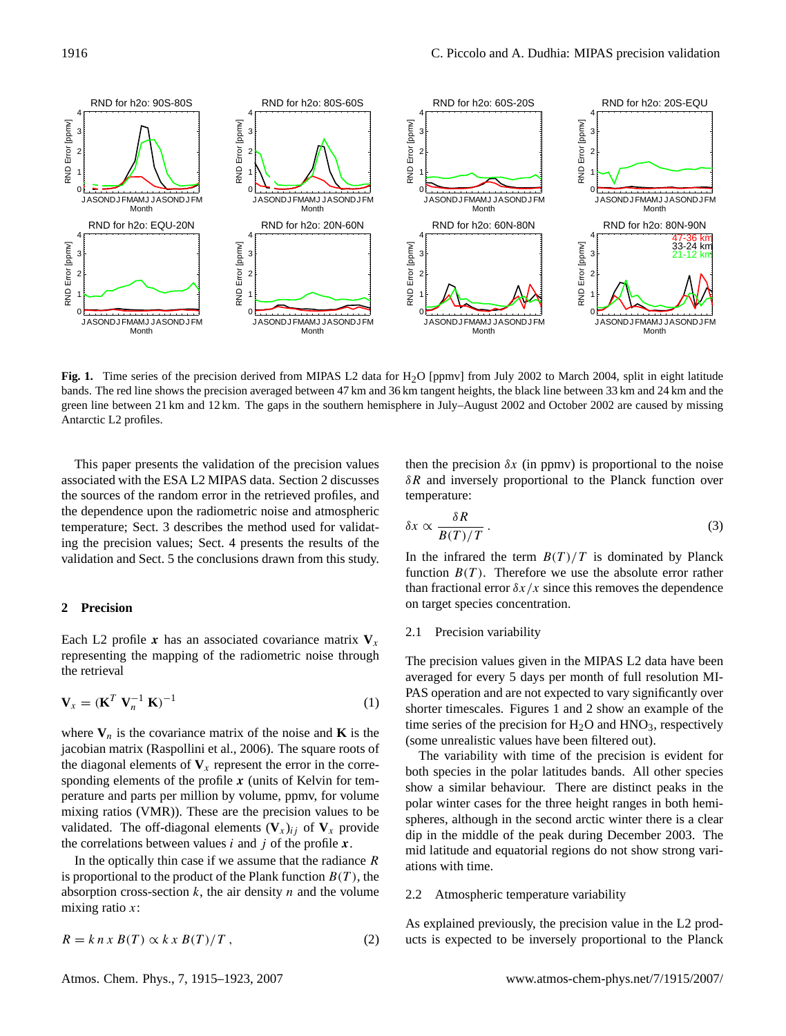Fig. 1. Time series of the precision derived from MIPAS L2 data for $H_2O$ [ppmv] from July 2002 to March 2004, split in eight latitude bands. The red line shows the precision averaged between 47 km and 36 km tangent heights, the black line between 33 km and 24 km and the green line between 21 km and 12 km. The gaps in the southern hemisphere in July–August 2002 and October 2002 are caused by missing Antarctic L2 profiles.

This paper presents the validation of the precision values associated with the ESA L2 MIPAS data. Section 2 discusses the sources of the random error in the retrieved profiles, and the dependence upon the radiometric noise and atmospheric temperature; Sect. 3 describes the method used for validating the precision values; Sect. 4 presents the results of the validation and Sect. 5 the conclusions drawn from this study.

## 2 Precision

Each L2 profile $\boldsymbol{x}$ has an associated covariance matrix $\mathbf{V}_x$ representing the mapping of the radiometric noise through the retrieval

$$\mathbf{V}_x = (\mathbf{K}^T \mathbf{V}_n^{-1} \mathbf{K})^{-1} \tag{1}$$

where $\mathbf{V}_n$ is the covariance matrix of the noise and $\mathbf{K}$ is the jacobian matrix (Raspollini et al., 2006). The square roots of the diagonal elements of $\mathbf{V}_x$ represent the error in the corresponding elements of the profile $\boldsymbol{x}$ (units of Kelvin for temperature and parts per million by volume, ppmv, for volume mixing ratios (VMR)). These are the precision values to be validated. The off-diagonal elements $(\mathbf{V}_x)_{ij}$ of $\mathbf{V}_x$ provide the correlations between values $i$ and $j$ of the profile $\boldsymbol{x}$.

In the optically thin case if we assume that the radiance $R$ is proportional to the product of the Plank function $B(T)$, the absorption cross-section $k$, the air density $n$ and the volume mixing ratio $x$:

$$R = k\,n\,x\,B(T) \propto k\,x\,B(T)/T\,, \tag{2}$$

then the precision $\delta x$ (in ppmv) is proportional to the noise $\delta R$ and inversely proportional to the Planck function over temperature:

$$\delta x \propto \frac{\delta R}{B(T)/T}\,. \tag{3}$$

In the infrared the term $B(T)/T$ is dominated by Planck function $B(T)$. Therefore we use the absolute error rather than fractional error $\delta x/x$ since this removes the dependence on target species concentration.

### 2.1 Precision variability

The precision values given in the MIPAS L2 data have been averaged for every 5 days per month of full resolution MIPAS operation and are not expected to vary significantly over shorter timescales. Figures 1 and 2 show an example of the time series of the precision for $H_2O$ and $HNO_3$, respectively (some unrealistic values have been filtered out).

The variability with time of the precision is evident for both species in the polar latitudes bands. All other species show a similar behaviour. There are distinct peaks in the polar winter cases for the three height ranges in both hemispheres, although in the second arctic winter there is a clear dip in the middle of the peak during December 2003. The mid latitude and equatorial regions do not show strong variations with time.

### 2.2 Atmospheric temperature variability

As explained previously, the precision value in the L2 products is expected to be inversely proportional to the Planck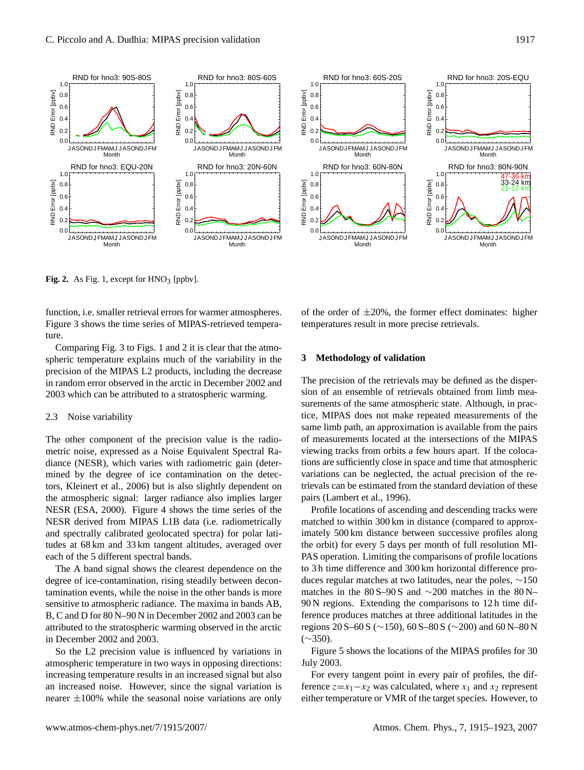**Fig. 2.** As Fig. 1, except for $HNO_3$ [ppbv].

function, i.e. smaller retrieval errors for warmer atmospheres. Figure 3 shows the time series of MIPAS-retrieved temperature.

Comparing Fig. 3 to Figs. 1 and 2 it is clear that the atmospheric temperature explains much of the variability in the precision of the MIPAS L2 products, including the decrease in random error observed in the arctic in December 2002 and 2003 which can be attributed to a stratospheric warming.

### 2.3 Noise variability

The other component of the precision value is the radiometric noise, expressed as a Noise Equivalent Spectral Radiance (NESR), which varies with radiometric gain (determined by the degree of ice contamination on the detectors, Kleinert et al., 2006) but is also slightly dependent on the atmospheric signal: larger radiance also implies larger NESR (ESA, 2000). Figure 4 shows the time series of the NESR derived from MIPAS L1B data (i.e. radiometrically and spectrally calibrated geolocated spectra) for polar latitudes at 68 km and 33 km tangent altitudes, averaged over each of the 5 different spectral bands.

The A band signal shows the clearest dependence on the degree of ice-contamination, rising steadily between decontamination events, while the noise in the other bands is more sensitive to atmospheric radiance. The maxima in bands AB, B, C and D for 80 N–90 N in December 2002 and 2003 can be attributed to the stratospheric warming observed in the arctic in December 2002 and 2003.

So the L2 precision value is influenced by variations in atmospheric temperature in two ways in opposing directions: increasing temperature results in an increased signal but also an increased noise. However, since the signal variation is nearer $\pm 100\%$ while the seasonal noise variations are only of the order of $\pm 20\%$, the former effect dominates: higher temperatures result in more precise retrievals.

## 3 Methodology of validation

The precision of the retrievals may be defined as the dispersion of an ensemble of retrievals obtained from limb measurements of the same atmospheric state. Although, in practice, MIPAS does not make repeated measurements of the same limb path, an approximation is available from the pairs of measurements located at the intersections of the MIPAS viewing tracks from orbits a few hours apart. If the colocations are sufficiently close in space and time that atmospheric variations can be neglected, the actual precision of the retrievals can be estimated from the standard deviation of these pairs (Lambert et al., 1996).

Profile locations of ascending and descending tracks were matched to within 300 km in distance (compared to approximately 500 km distance between successive profiles along the orbit) for every 5 days per month of full resolution MIPAS operation. Limiting the comparisons of profile locations to 3 h time difference and 300 km horizontal difference produces regular matches at two latitudes, near the poles, ~150 matches in the 80 S–90 S and ~200 matches in the 80 N–90 N regions. Extending the comparisons to 12 h time difference produces matches at three additional latitudes in the regions 20 S–60 S (~150), 60 S–80 S (~200) and 60 N–80 N (~350).

Figure 5 shows the locations of the MIPAS profiles for 30 July 2003.

For every tangent point in every pair of profiles, the difference $z = x_1 - x_2$ was calculated, where $x_1$ and $x_2$ represent either temperature or VMR of the target species. However, to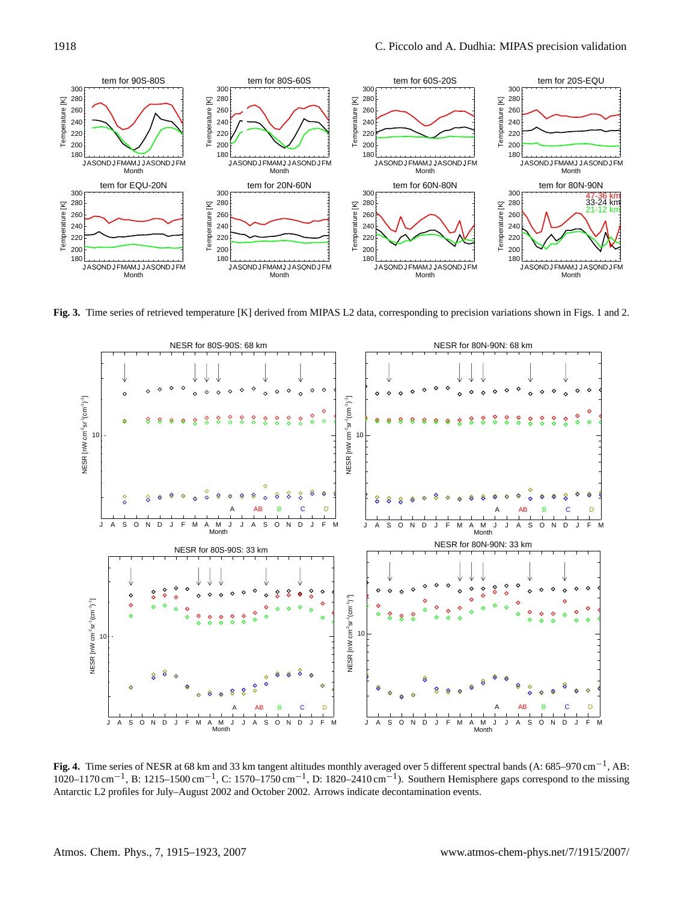**Fig. 3.** Time series of retrieved temperature [K] derived from MIPAS L2 data, corresponding to precision variations shown in Figs. 1 and 2.

**Fig. 4.** Time series of NESR at 68 km and 33 km tangent altitudes monthly averaged over 5 different spectral bands (A: 685–970 $\mathrm{cm}^{-1}$, AB: 1020–1170 $\mathrm{cm}^{-1}$, B: 1215–1500 $\mathrm{cm}^{-1}$, C: 1570–1750 $\mathrm{cm}^{-1}$, D: 1820–2410 $\mathrm{cm}^{-1}$). Southern Hemisphere gaps correspond to the missing Antarctic L2 profiles for July–August 2002 and October 2002. Arrows indicate decontamination events.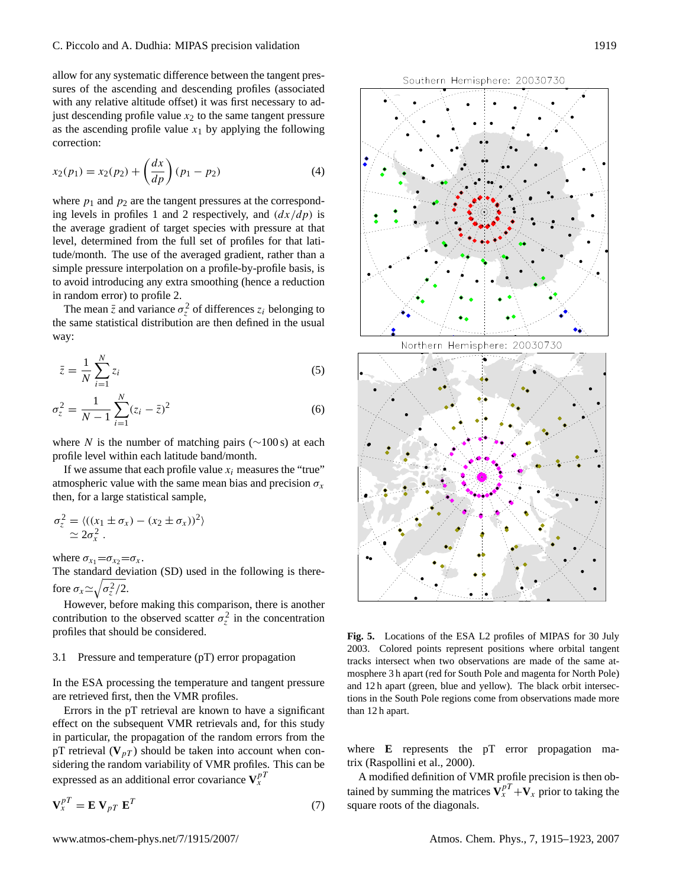allow for any systematic difference between the tangent pressures of the ascending and descending profiles (associated with any relative altitude offset) it was first necessary to adjust descending profile value $x_2$ to the same tangent pressure as the ascending profile value $x_1$ by applying the following correction:

$$x_2(p_1) = x_2(p_2) + \left(\frac{dx}{dp}\right)(p_1 - p_2) \tag{4}$$

where $p_1$ and $p_2$ are the tangent pressures at the corresponding levels in profiles 1 and 2 respectively, and $(dx/dp)$ is the average gradient of target species with pressure at that level, determined from the full set of profiles for that latitude/month. The use of the averaged gradient, rather than a simple pressure interpolation on a profile-by-profile basis, is to avoid introducing any extra smoothing (hence a reduction in random error) to profile 2.

The mean $\bar{z}$ and variance $\sigma_z^2$ of differences $z_i$ belonging to the same statistical distribution are then defined in the usual way:

$$\bar{z} = \frac{1}{N}\sum_{i=1}^{N} z_i \tag{5}$$

$$\sigma_z^2 = \frac{1}{N-1}\sum_{i=1}^{N}(z_i - \bar{z})^2 \tag{6}$$

where $N$ is the number of matching pairs (∼100 s) at each profile level within each latitude band/month.

If we assume that each profile value $x_i$ measures the "true" atmospheric value with the same mean bias and precision $\sigma_x$ then, for a large statistical sample,

$$\sigma_z^2 = \langle((x_1 \pm \sigma_x) - (x_2 \pm \sigma_x))^2\rangle$$
$$\simeq 2\sigma_x^2 \, .$$

where $\sigma_{x_1}=\sigma_{x_2}=\sigma_x$.

The standard deviation (SD) used in the following is therefore $\sigma_x \simeq \sqrt{\sigma_z^2/2}$.

However, before making this comparison, there is another contribution to the observed scatter $\sigma_z^2$ in the concentration profiles that should be considered.

### 3.1 Pressure and temperature (pT) error propagation

In the ESA processing the temperature and tangent pressure are retrieved first, then the VMR profiles.

Errors in the pT retrieval are known to have a significant effect on the subsequent VMR retrievals and, for this study in particular, the propagation of the random errors from the pT retrieval ($\mathbf{V}_{pT}$) should be taken into account when considering the random variability of VMR profiles. This can be expressed as an additional error covariance $\mathbf{V}_x^{pT}$

$$\mathbf{V}_x^{pT} = \mathbf{E}\,\mathbf{V}_{pT}\,\mathbf{E}^T \tag{7}$$

where $\mathbf{E}$ represents the pT error propagation matrix (Raspollini et al., 2000).

A modified definition of VMR profile precision is then obtained by summing the matrices $\mathbf{V}_x^{pT} + \mathbf{V}_x$ prior to taking the square roots of the diagonals.

**Fig. 5.** Locations of the ESA L2 profiles of MIPAS for 30 July 2003. Colored points represent positions where orbital tangent tracks intersect when two observations are made of the same atmosphere 3 h apart (red for South Pole and magenta for North Pole) and 12 h apart (green, blue and yellow). The black orbit intersections in the South Pole regions come from observations made more than 12 h apart.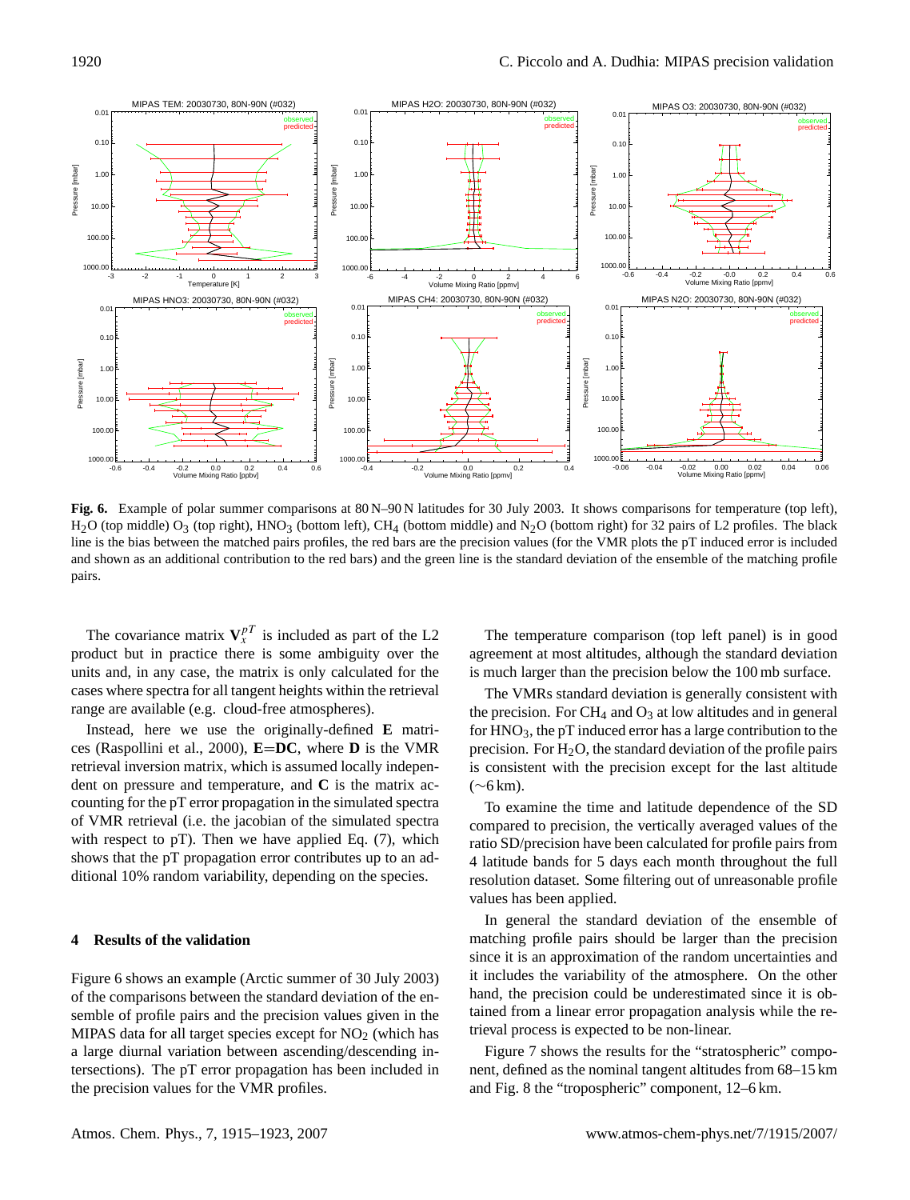**Fig. 6.** Example of polar summer comparisons at 80 N–90 N latitudes for 30 July 2003. It shows comparisons for temperature (top left), $H_2O$ (top middle) $O_3$ (top right), $HNO_3$ (bottom left), $CH_4$ (bottom middle) and $N_2O$ (bottom right) for 32 pairs of L2 profiles. The black line is the bias between the matched pairs profiles, the red bars are the precision values (for the VMR plots the pT induced error is included and shown as an additional contribution to the red bars) and the green line is the standard deviation of the ensemble of the matching profile pairs.

The covariance matrix $\mathbf{V}_x^{pT}$ is included as part of the L2 product but in practice there is some ambiguity over the units and, in any case, the matrix is only calculated for the cases where spectra for all tangent heights within the retrieval range are available (e.g. cloud-free atmospheres).

Instead, here we use the originally-defined **E** matrices (Raspollini et al., 2000), **E**=**DC**, where **D** is the VMR retrieval inversion matrix, which is assumed locally independent on pressure and temperature, and **C** is the matrix accounting for the pT error propagation in the simulated spectra of VMR retrieval (i.e. the jacobian of the simulated spectra with respect to pT). Then we have applied Eq. (7), which shows that the pT propagation error contributes up to an additional 10% random variability, depending on the species.

## 4 Results of the validation

Figure 6 shows an example (Arctic summer of 30 July 2003) of the comparisons between the standard deviation of the ensemble of profile pairs and the precision values given in the MIPAS data for all target species except for $NO_2$ (which has a large diurnal variation between ascending/descending intersections). The pT error propagation has been included in the precision values for the VMR profiles.

The temperature comparison (top left panel) is in good agreement at most altitudes, although the standard deviation is much larger than the precision below the 100 mb surface.

The VMRs standard deviation is generally consistent with the precision. For $CH_4$ and $O_3$ at low altitudes and in general for $HNO_3$, the pT induced error has a large contribution to the precision. For $H_2O$, the standard deviation of the profile pairs is consistent with the precision except for the last altitude (∼6 km).

To examine the time and latitude dependence of the SD compared to precision, the vertically averaged values of the ratio SD/precision have been calculated for profile pairs from 4 latitude bands for 5 days each month throughout the full resolution dataset. Some filtering out of unreasonable profile values has been applied.

In general the standard deviation of the ensemble of matching profile pairs should be larger than the precision since it is an approximation of the random uncertainties and it includes the variability of the atmosphere. On the other hand, the precision could be underestimated since it is obtained from a linear error propagation analysis while the retrieval process is expected to be non-linear.

Figure 7 shows the results for the "stratospheric" component, defined as the nominal tangent altitudes from 68–15 km and Fig. 8 the "tropospheric" component, 12–6 km.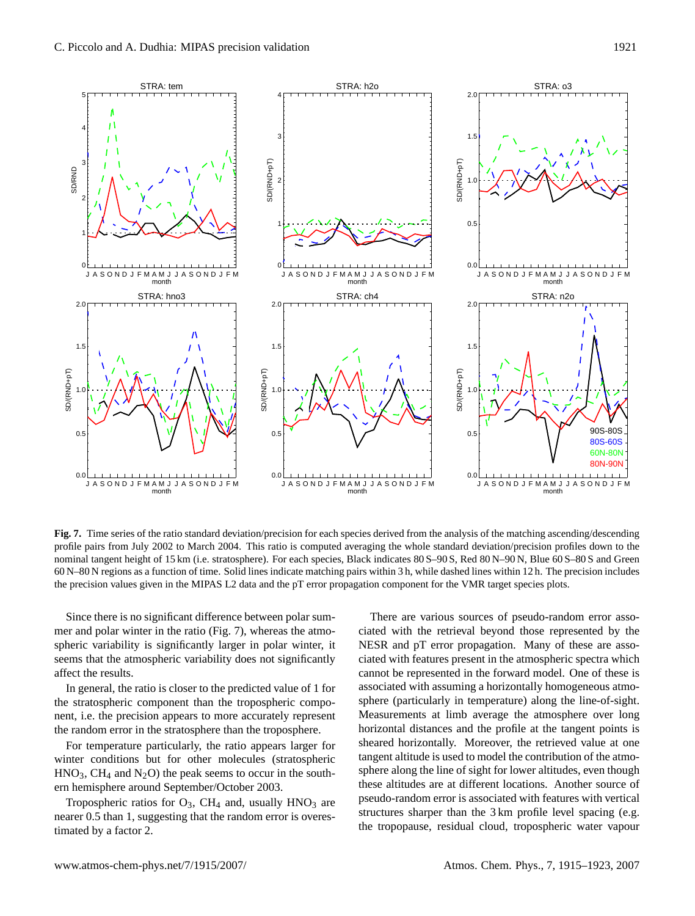**Fig. 7.** Time series of the ratio standard deviation/precision for each species derived from the analysis of the matching ascending/descending profile pairs from July 2002 to March 2004. This ratio is computed averaging the whole standard deviation/precision profiles down to the nominal tangent height of 15 km (i.e. stratosphere). For each species, Black indicates 80 S–90 S, Red 80 N–90 N, Blue 60 S–80 S and Green 60 N–80 N regions as a function of time. Solid lines indicate matching pairs within 3 h, while dashed lines within 12 h. The precision includes the precision values given in the MIPAS L2 data and the pT error propagation component for the VMR target species plots.

Since there is no significant difference between polar summer and polar winter in the ratio (Fig. 7), whereas the atmospheric variability is significantly larger in polar winter, it seems that the atmospheric variability does not significantly affect the results.

In general, the ratio is closer to the predicted value of 1 for the stratospheric component than the tropospheric component, i.e. the precision appears to more accurately represent the random error in the stratosphere than the troposphere.

For temperature particularly, the ratio appears larger for winter conditions but for other molecules (stratospheric $HNO_3$, $CH_4$ and $N_2O$) the peak seems to occur in the southern hemisphere around September/October 2003.

Tropospheric ratios for $O_3$, $CH_4$ and, usually $HNO_3$ are nearer 0.5 than 1, suggesting that the random error is overestimated by a factor 2.

There are various sources of pseudo-random error associated with the retrieval beyond those represented by the NESR and pT error propagation. Many of these are associated with features present in the atmospheric spectra which cannot be represented in the forward model. One of these is associated with assuming a horizontally homogeneous atmosphere (particularly in temperature) along the line-of-sight. Measurements at limb average the atmosphere over long horizontal distances and the profile at the tangent points is sheared horizontally. Moreover, the retrieved value at one tangent altitude is used to model the contribution of the atmosphere along the line of sight for lower altitudes, even though these altitudes are at different locations. Another source of pseudo-random error is associated with features with vertical structures sharper than the 3 km profile level spacing (e.g. the tropopause, residual cloud, tropospheric water vapour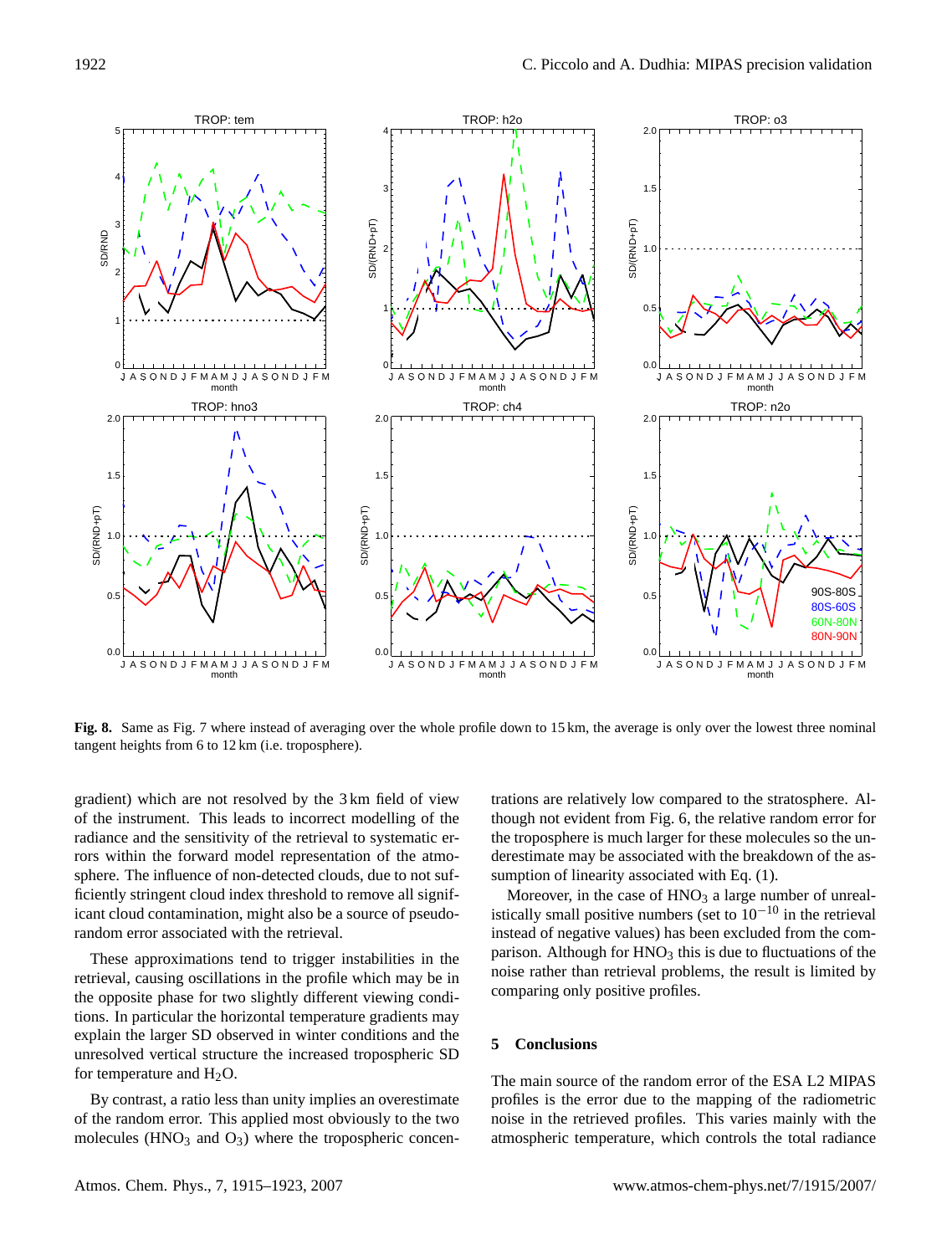**Fig. 8.** Same as Fig. 7 where instead of averaging over the whole profile down to 15 km, the average is only over the lowest three nominal tangent heights from 6 to 12 km (i.e. troposphere).

gradient) which are not resolved by the 3 km field of view of the instrument. This leads to incorrect modelling of the radiance and the sensitivity of the retrieval to systematic errors within the forward model representation of the atmosphere. The influence of non-detected clouds, due to not sufficiently stringent cloud index threshold to remove all significant cloud contamination, might also be a source of pseudo-random error associated with the retrieval.

These approximations tend to trigger instabilities in the retrieval, causing oscillations in the profile which may be in the opposite phase for two slightly different viewing conditions. In particular the horizontal temperature gradients may explain the larger SD observed in winter conditions and the unresolved vertical structure the increased tropospheric SD for temperature and $H_2O$.

By contrast, a ratio less than unity implies an overestimate of the random error. This applied most obviously to the two molecules ($HNO_3$ and $O_3$) where the tropospheric concentrations are relatively low compared to the stratosphere. Although not evident from Fig. 6, the relative random error for the troposphere is much larger for these molecules so the underestimate may be associated with the breakdown of the assumption of linearity associated with Eq. (1).

Moreover, in the case of $HNO_3$ a large number of unrealistically small positive numbers (set to $10^{-10}$ in the retrieval instead of negative values) has been excluded from the comparison. Although for $HNO_3$ this is due to fluctuations of the noise rather than retrieval problems, the result is limited by comparing only positive profiles.

## 5 Conclusions

The main source of the random error of the ESA L2 MIPAS profiles is the error due to the mapping of the radiometric noise in the retrieved profiles. This varies mainly with the atmospheric temperature, which controls the total radiance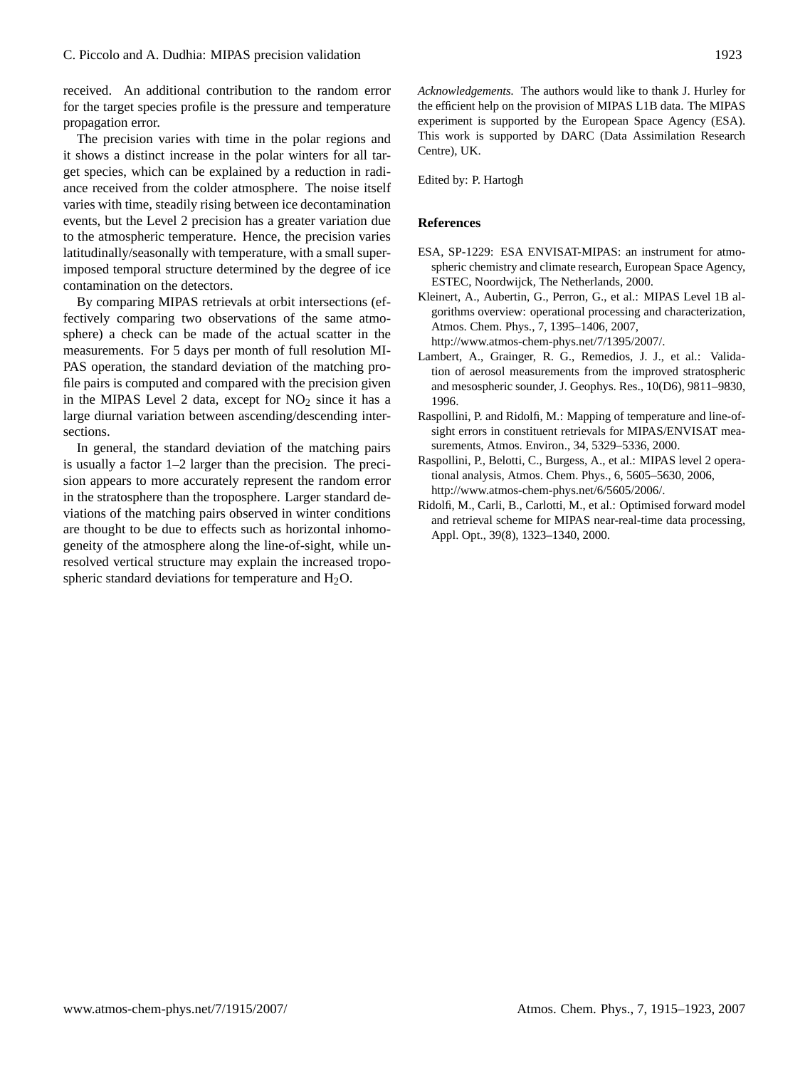received. An additional contribution to the random error for the target species profile is the pressure and temperature propagation error.

The precision varies with time in the polar regions and it shows a distinct increase in the polar winters for all target species, which can be explained by a reduction in radiance received from the colder atmosphere. The noise itself varies with time, steadily rising between ice decontamination events, but the Level 2 precision has a greater variation due to the atmospheric temperature. Hence, the precision varies latitudinally/seasonally with temperature, with a small superimposed temporal structure determined by the degree of ice contamination on the detectors.

By comparing MIPAS retrievals at orbit intersections (effectively comparing two observations of the same atmosphere) a check can be made of the actual scatter in the measurements. For 5 days per month of full resolution MIPAS operation, the standard deviation of the matching profile pairs is computed and compared with the precision given in the MIPAS Level 2 data, except for $NO_2$ since it has a large diurnal variation between ascending/descending intersections.

In general, the standard deviation of the matching pairs is usually a factor 1–2 larger than the precision. The precision appears to more accurately represent the random error in the stratosphere than the troposphere. Larger standard deviations of the matching pairs observed in winter conditions are thought to be due to effects such as horizontal inhomogeneity of the atmosphere along the line-of-sight, while unresolved vertical structure may explain the increased tropospheric standard deviations for temperature and $H_2O$.

*Acknowledgements.* The authors would like to thank J. Hurley for the efficient help on the provision of MIPAS L1B data. The MIPAS experiment is supported by the European Space Agency (ESA). This work is supported by DARC (Data Assimilation Research Centre), UK.

Edited by: P. Hartogh

## References

ESA, SP-1229: ESA ENVISAT-MIPAS: an instrument for atmospheric chemistry and climate research, European Space Agency, ESTEC, Noordwijck, The Netherlands, 2000.

Kleinert, A., Aubertin, G., Perron, G., et al.: MIPAS Level 1B algorithms overview: operational processing and characterization, Atmos. Chem. Phys., 7, 1395–1406, 2007, http://www.atmos-chem-phys.net/7/1395/2007/.

Lambert, A., Grainger, R. G., Remedios, J. J., et al.: Validation of aerosol measurements from the improved stratospheric and mesospheric sounder, J. Geophys. Res., 10(D6), 9811–9830, 1996.

Raspollini, P. and Ridolfi, M.: Mapping of temperature and line-of-sight errors in constituent retrievals for MIPAS/ENVISAT measurements, Atmos. Environ., 34, 5329–5336, 2000.

Raspollini, P., Belotti, C., Burgess, A., et al.: MIPAS level 2 operational analysis, Atmos. Chem. Phys., 6, 5605–5630, 2006, http://www.atmos-chem-phys.net/6/5605/2006/.

Ridolfi, M., Carli, B., Carlotti, M., et al.: Optimised forward model and retrieval scheme for MIPAS near-real-time data processing, Appl. Opt., 39(8), 1323–1340, 2000.